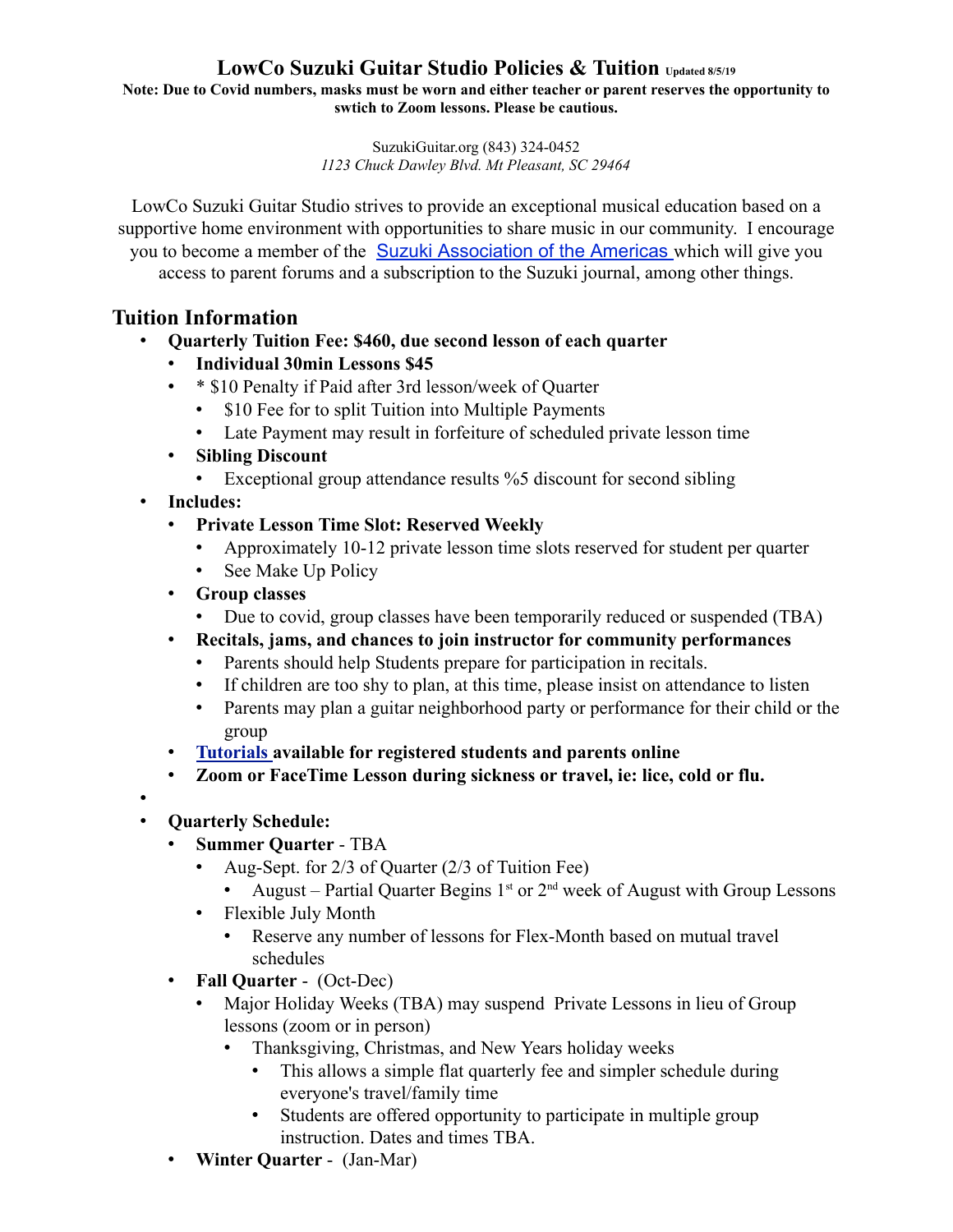# LowCo Suzuki Guitar Studio Policies & Tuition Updated 8/5/19

**Note: Due to Covid numbers, masks must be worn and either teacher or parent reserves the opportunity to swtich to Zoom lessons. Please be cautious.**

SuzukiGuitar.org (843) 324-0452
*1123 Chuck Dawley Blvd. Mt Pleasant, SC 29464*

LowCo Suzuki Guitar Studio strives to provide an exceptional musical education based on a supportive home environment with opportunities to share music in our community. I encourage you to become a member of the Suzuki Association of the Americas which will give you access to parent forums and a subscription to the Suzuki journal, among other things.

## Tuition Information

- **Quarterly Tuition Fee: $460, due second lesson of each quarter**
  - **Individual 30min Lessons $45**
  - * $10 Penalty if Paid after 3rd lesson/week of Quarter
    - $10 Fee for to split Tuition into Multiple Payments
    - Late Payment may result in forfeiture of scheduled private lesson time
  - **Sibling Discount**
    - Exceptional group attendance results %5 discount for second sibling
- **Includes:**
  - **Private Lesson Time Slot: Reserved Weekly**
    - Approximately 10-12 private lesson time slots reserved for student per quarter
    - See Make Up Policy
  - **Group classes**
    - Due to covid, group classes have been temporarily reduced or suspended (TBA)
  - **Recitals, jams, and chances to join instructor for community performances**
    - Parents should help Students prepare for participation in recitals.
    - If children are too shy to plan, at this time, please insist on attendance to listen
    - Parents may plan a guitar neighborhood party or performance for their child or the group
  - **Tutorials available for registered students and parents online**
  - **Zoom or FaceTime Lesson during sickness or travel, ie: lice, cold or flu.**
- 
- **Quarterly Schedule:**
  - **Summer Quarter** - TBA
    - Aug-Sept. for 2/3 of Quarter (2/3 of Tuition Fee)
      - August – Partial Quarter Begins 1st or 2nd week of August with Group Lessons
    - Flexible July Month
      - Reserve any number of lessons for Flex-Month based on mutual travel schedules
  - **Fall Quarter** - (Oct-Dec)
    - Major Holiday Weeks (TBA) may suspend Private Lessons in lieu of Group lessons (zoom or in person)
      - Thanksgiving, Christmas, and New Years holiday weeks
        - This allows a simple flat quarterly fee and simpler schedule during everyone's travel/family time
        - Students are offered opportunity to participate in multiple group instruction. Dates and times TBA.
  - **Winter Quarter** - (Jan-Mar)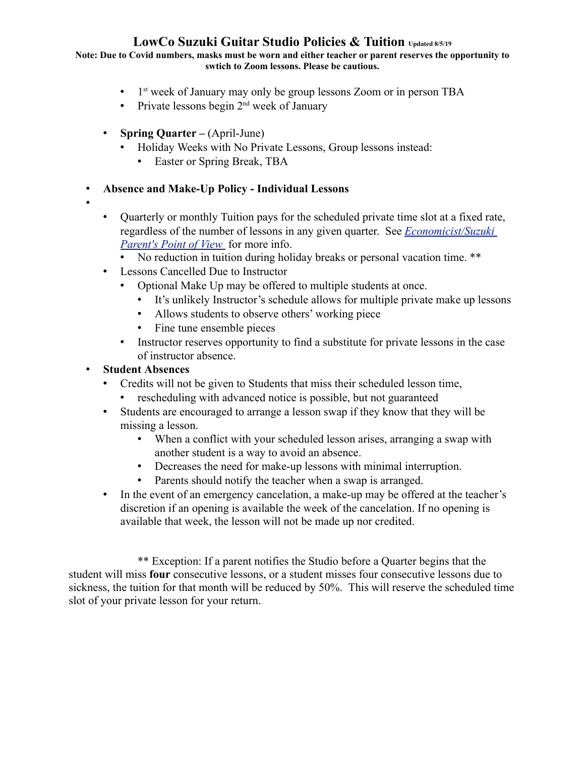# LowCo Suzuki Guitar Studio Policies & Tuition Updated 8/5/19

**Note: Due to Covid numbers, masks must be worn and either teacher or parent reserves the opportunity to swtich to Zoom lessons. Please be cautious.**

- 1st week of January may only be group lessons Zoom or in person TBA
- Private lessons begin 2nd week of January

- **Spring Quarter –** (April-June)
  - Holiday Weeks with No Private Lessons, Group lessons instead:
    - Easter or Spring Break, TBA

- **Absence and Make-Up Policy - Individual Lessons**
- 
  - Quarterly or monthly Tuition pays for the scheduled private time slot at a fixed rate, regardless of the number of lessons in any given quarter. See *Economicist/Suzuki Parent's Point of View* for more info.
    - No reduction in tuition during holiday breaks or personal vacation time. **
  - Lessons Cancelled Due to Instructor
    - Optional Make Up may be offered to multiple students at once.
      - It's unlikely Instructor's schedule allows for multiple private make up lessons
      - Allows students to observe others' working piece
      - Fine tune ensemble pieces
    - Instructor reserves opportunity to find a substitute for private lessons in the case of instructor absence.
- **Student Absences**
  - Credits will not be given to Students that miss their scheduled lesson time,
    - rescheduling with advanced notice is possible, but not guaranteed
  - Students are encouraged to arrange a lesson swap if they know that they will be missing a lesson.
    - When a conflict with your scheduled lesson arises, arranging a swap with another student is a way to avoid an absence.
    - Decreases the need for make-up lessons with minimal interruption.
    - Parents should notify the teacher when a swap is arranged.
  - In the event of an emergency cancelation, a make-up may be offered at the teacher's discretion if an opening is available the week of the cancelation. If no opening is available that week, the lesson will not be made up nor credited.

** Exception: If a parent notifies the Studio before a Quarter begins that the student will miss **four** consecutive lessons, or a student misses four consecutive lessons due to sickness, the tuition for that month will be reduced by 50%. This will reserve the scheduled time slot of your private lesson for your return.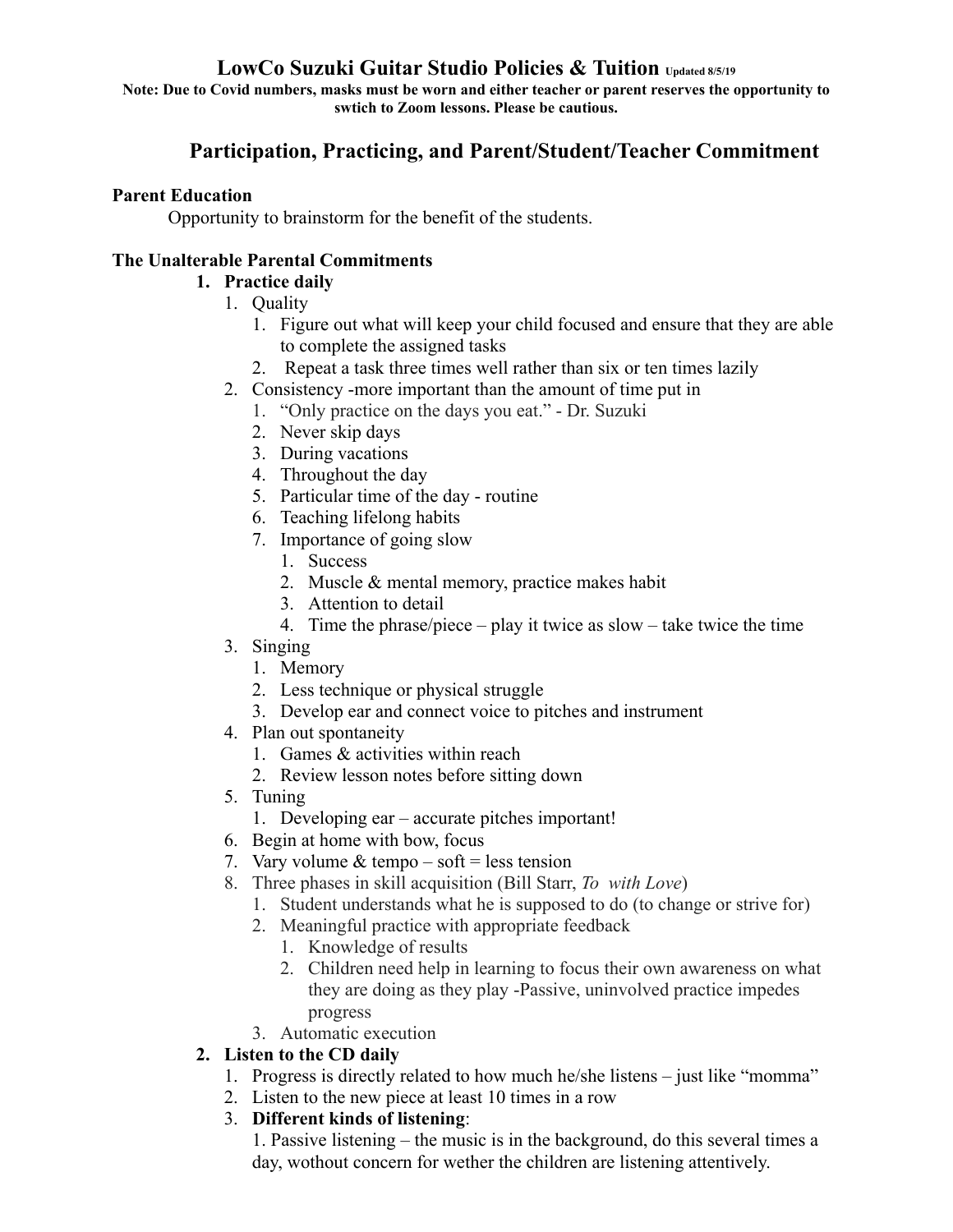# LowCo Suzuki Guitar Studio Policies & Tuition Updated 8/5/19

**Note: Due to Covid numbers, masks must be worn and either teacher or parent reserves the opportunity to swtich to Zoom lessons. Please be cautious.**

## Participation, Practicing, and Parent/Student/Teacher Commitment

### Parent Education

Opportunity to brainstorm for the benefit of the students.

### The Unalterable Parental Commitments

1. **Practice daily**
   1. Quality
      1. Figure out what will keep your child focused and ensure that they are able to complete the assigned tasks
      2. Repeat a task three times well rather than six or ten times lazily
   2. Consistency -more important than the amount of time put in
      1. "Only practice on the days you eat." - Dr. Suzuki
      2. Never skip days
      3. During vacations
      4. Throughout the day
      5. Particular time of the day - routine
      6. Teaching lifelong habits
      7. Importance of going slow
         1. Success
         2. Muscle & mental memory, practice makes habit
         3. Attention to detail
         4. Time the phrase/piece – play it twice as slow – take twice the time
   3. Singing
      1. Memory
      2. Less technique or physical struggle
      3. Develop ear and connect voice to pitches and instrument
   4. Plan out spontaneity
      1. Games & activities within reach
      2. Review lesson notes before sitting down
   5. Tuning
      1. Developing ear – accurate pitches important!
   6. Begin at home with bow, focus
   7. Vary volume & tempo – soft = less tension
   8. Three phases in skill acquisition (Bill Starr, *To with Love*)
      1. Student understands what he is supposed to do (to change or strive for)
      2. Meaningful practice with appropriate feedback
         1. Knowledge of results
         2. Children need help in learning to focus their own awareness on what they are doing as they play -Passive, uninvolved practice impedes progress
      3. Automatic execution
2. **Listen to the CD daily**
   1. Progress is directly related to how much he/she listens – just like "momma"
   2. Listen to the new piece at least 10 times in a row
   3. **Different kinds of listening**:
      1. Passive listening – the music is in the background, do this several times a day, wothout concern for wether the children are listening attentively.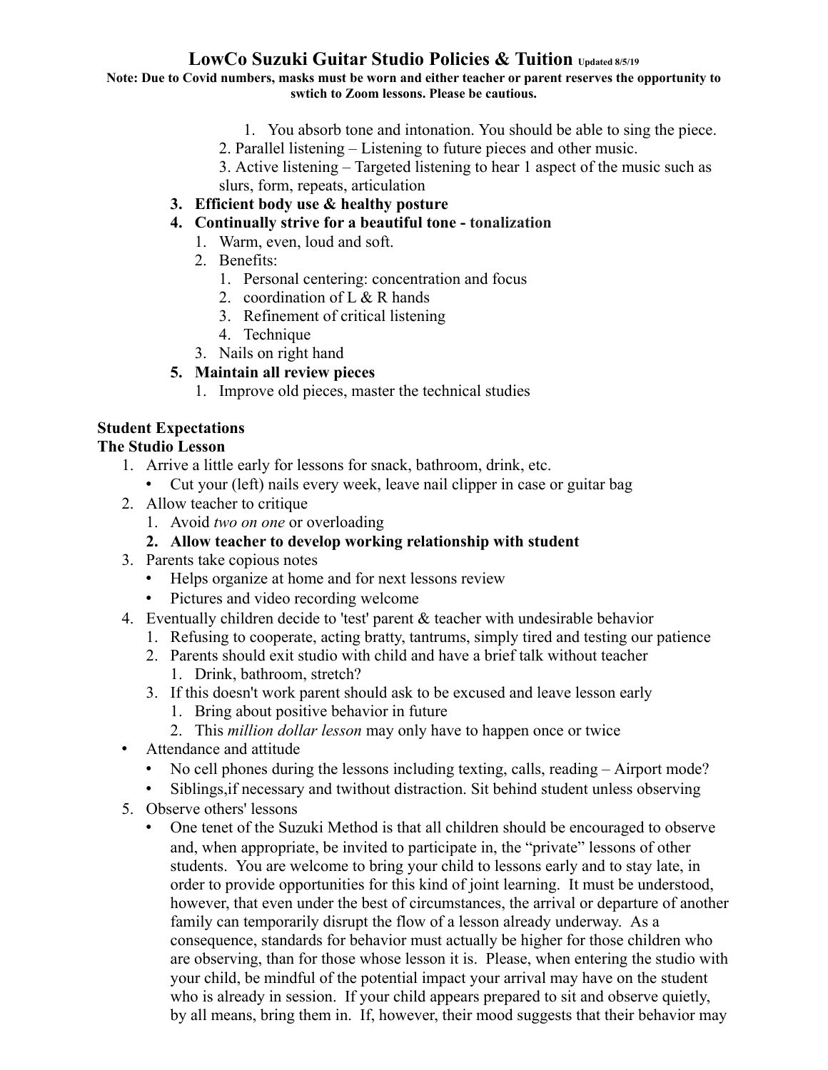# LowCo Suzuki Guitar Studio Policies & Tuition Updated 8/5/19

**Note: Due to Covid numbers, masks must be worn and either teacher or parent reserves the opportunity to swtich to Zoom lessons. Please be cautious.**

1. You absorb tone and intonation. You should be able to sing the piece.
2. Parallel listening – Listening to future pieces and other music.
3. Active listening – Targeted listening to hear 1 aspect of the music such as slurs, form, repeats, articulation

3. **Efficient body use & healthy posture**
4. **Continually strive for a beautiful tone - tonalization**
   1. Warm, even, loud and soft.
   2. Benefits:
      1. Personal centering: concentration and focus
      2. coordination of L & R hands
      3. Refinement of critical listening
      4. Technique
   3. Nails on right hand
5. **Maintain all review pieces**
   1. Improve old pieces, master the technical studies

**Student Expectations**

**The Studio Lesson**

1. Arrive a little early for lessons for snack, bathroom, drink, etc.
   - Cut your (left) nails every week, leave nail clipper in case or guitar bag
2. Allow teacher to critique
   1. Avoid *two on one* or overloading
   2. **Allow teacher to develop working relationship with student**
3. Parents take copious notes
   - Helps organize at home and for next lessons review
   - Pictures and video recording welcome
4. Eventually children decide to 'test' parent & teacher with undesirable behavior
   1. Refusing to cooperate, acting bratty, tantrums, simply tired and testing our patience
   2. Parents should exit studio with child and have a brief talk without teacher
      1. Drink, bathroom, stretch?
   3. If this doesn't work parent should ask to be excused and leave lesson early
      1. Bring about positive behavior in future
      2. This *million dollar lesson* may only have to happen once or twice

- Attendance and attitude
  - No cell phones during the lessons including texting, calls, reading – Airport mode?
  - Siblings,if necessary and twithout distraction. Sit behind student unless observing

5. Observe others' lessons
   - One tenet of the Suzuki Method is that all children should be encouraged to observe and, when appropriate, be invited to participate in, the "private" lessons of other students. You are welcome to bring your child to lessons early and to stay late, in order to provide opportunities for this kind of joint learning. It must be understood, however, that even under the best of circumstances, the arrival or departure of another family can temporarily disrupt the flow of a lesson already underway. As a consequence, standards for behavior must actually be higher for those children who are observing, than for those whose lesson it is. Please, when entering the studio with your child, be mindful of the potential impact your arrival may have on the student who is already in session. If your child appears prepared to sit and observe quietly, by all means, bring them in. If, however, their mood suggests that their behavior may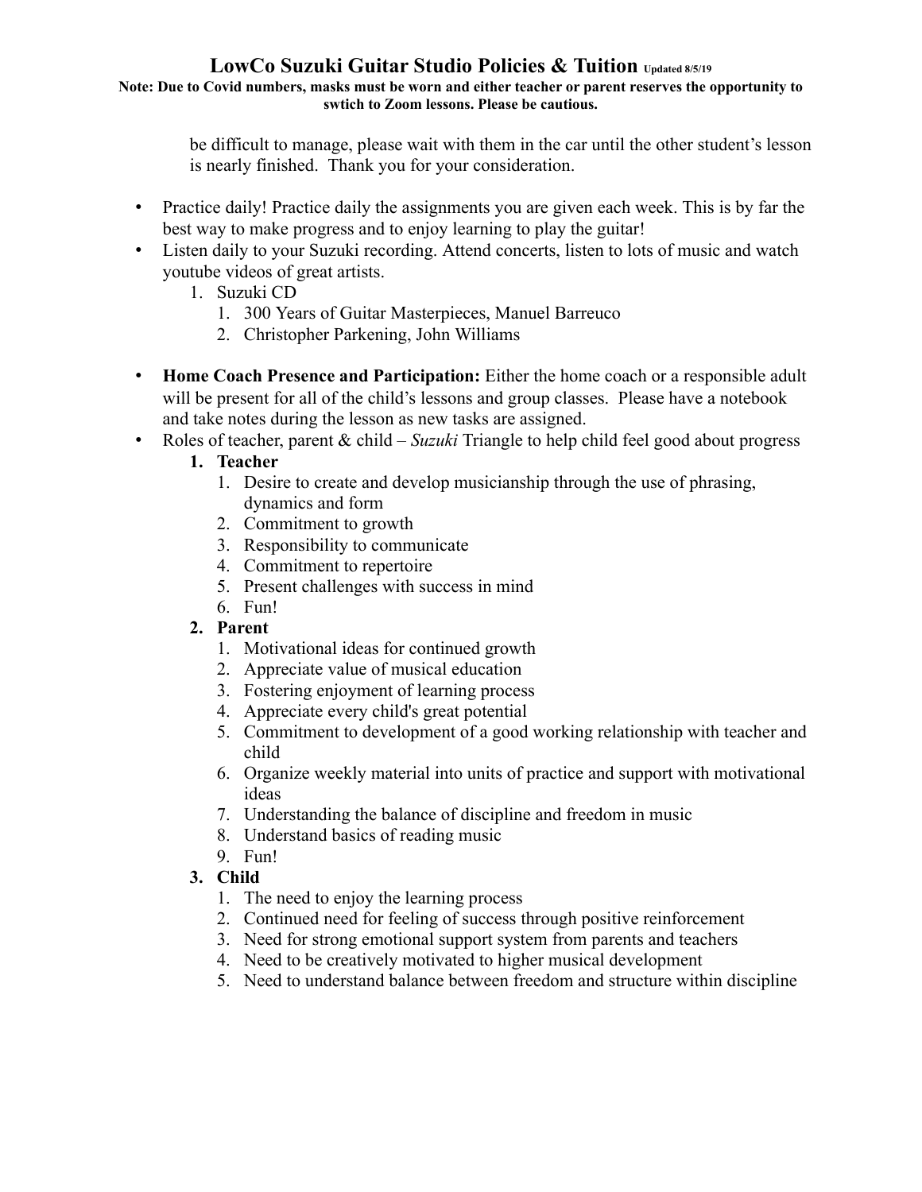be difficult to manage, please wait with them in the car until the other student's lesson is nearly finished. Thank you for your consideration.

- Practice daily! Practice daily the assignments you are given each week. This is by far the best way to make progress and to enjoy learning to play the guitar!
- Listen daily to your Suzuki recording. Attend concerts, listen to lots of music and watch youtube videos of great artists.
    1. Suzuki CD
        1. 300 Years of Guitar Masterpieces, Manuel Barreuco
        2. Christopher Parkening, John Williams

- **Home Coach Presence and Participation:** Either the home coach or a responsible adult will be present for all of the child's lessons and group classes. Please have a notebook and take notes during the lesson as new tasks are assigned.
- Roles of teacher, parent & child – *Suzuki* Triangle to help child feel good about progress
    1. **Teacher**
        1. Desire to create and develop musicianship through the use of phrasing, dynamics and form
        2. Commitment to growth
        3. Responsibility to communicate
        4. Commitment to repertoire
        5. Present challenges with success in mind
        6. Fun!
    2. **Parent**
        1. Motivational ideas for continued growth
        2. Appreciate value of musical education
        3. Fostering enjoyment of learning process
        4. Appreciate every child's great potential
        5. Commitment to development of a good working relationship with teacher and child
        6. Organize weekly material into units of practice and support with motivational ideas
        7. Understanding the balance of discipline and freedom in music
        8. Understand basics of reading music
        9. Fun!
    3. **Child**
        1. The need to enjoy the learning process
        2. Continued need for feeling of success through positive reinforcement
        3. Need for strong emotional support system from parents and teachers
        4. Need to be creatively motivated to higher musical development
        5. Need to understand balance between freedom and structure within discipline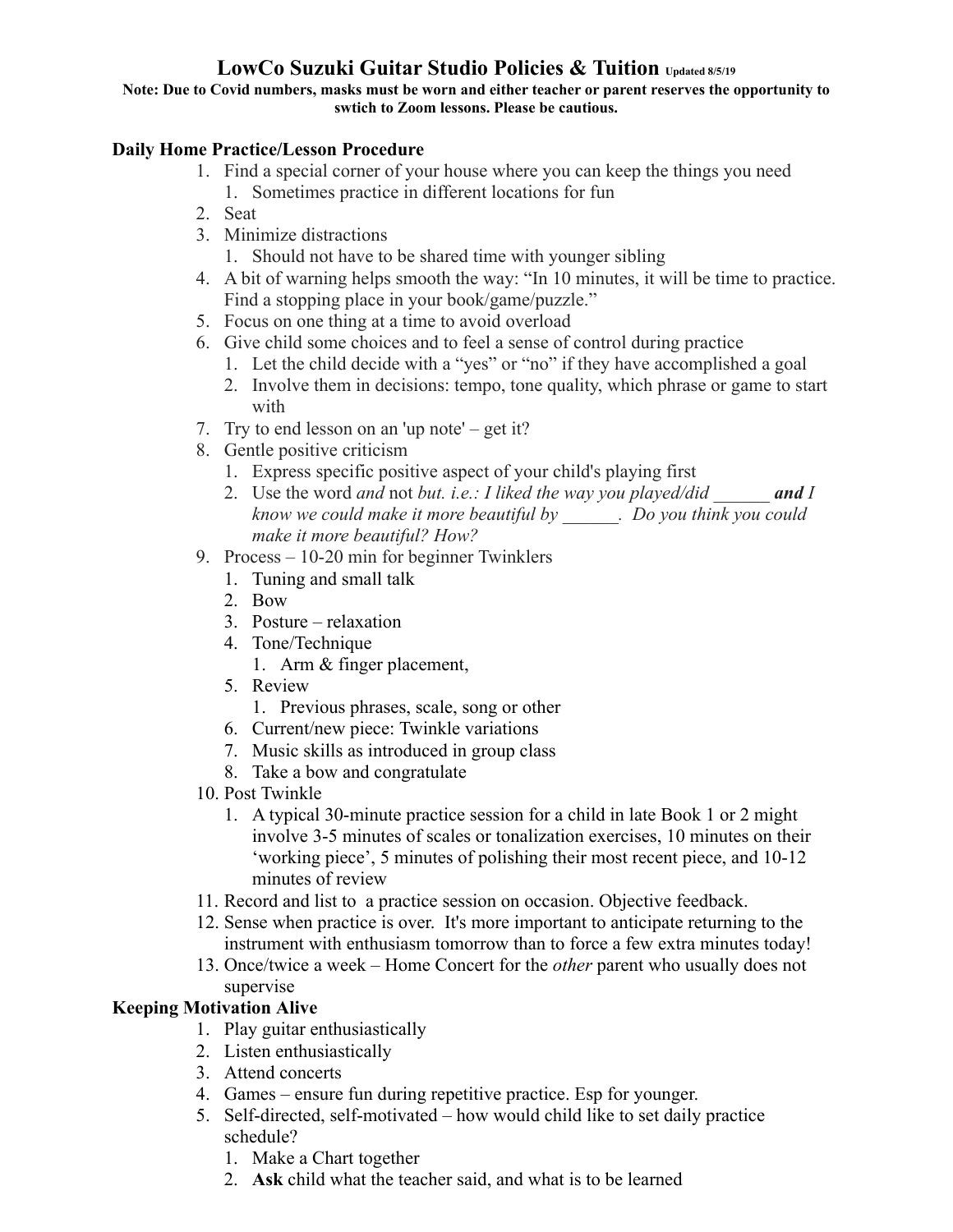# LowCo Suzuki Guitar Studio Policies & Tuition Updated 8/5/19

**Note: Due to Covid numbers, masks must be worn and either teacher or parent reserves the opportunity to swtich to Zoom lessons. Please be cautious.**

## Daily Home Practice/Lesson Procedure

1. Find a special corner of your house where you can keep the things you need
    1. Sometimes practice in different locations for fun
2. Seat
3. Minimize distractions
    1. Should not have to be shared time with younger sibling
4. A bit of warning helps smooth the way: "In 10 minutes, it will be time to practice. Find a stopping place in your book/game/puzzle."
5. Focus on one thing at a time to avoid overload
6. Give child some choices and to feel a sense of control during practice
    1. Let the child decide with a "yes" or "no" if they have accomplished a goal
    2. Involve them in decisions: tempo, tone quality, which phrase or game to start with
7. Try to end lesson on an 'up note' – get it?
8. Gentle positive criticism
    1. Express specific positive aspect of your child's playing first
    2. Use the word *and* not *but. i.e.: I liked the way you played/did ______ **and** I know we could make it more beautiful by ______. Do you think you could make it more beautiful? How?*
9. Process – 10-20 min for beginner Twinklers
    1. Tuning and small talk
    2. Bow
    3. Posture – relaxation
    4. Tone/Technique
        1. Arm & finger placement,
    5. Review
        1. Previous phrases, scale, song or other
    6. Current/new piece: Twinkle variations
    7. Music skills as introduced in group class
    8. Take a bow and congratulate
10. Post Twinkle
    1. A typical 30-minute practice session for a child in late Book 1 or 2 might involve 3-5 minutes of scales or tonalization exercises, 10 minutes on their 'working piece', 5 minutes of polishing their most recent piece, and 10-12 minutes of review
11. Record and list to a practice session on occasion. Objective feedback.
12. Sense when practice is over. It's more important to anticipate returning to the instrument with enthusiasm tomorrow than to force a few extra minutes today!
13. Once/twice a week – Home Concert for the *other* parent who usually does not supervise

## Keeping Motivation Alive

1. Play guitar enthusiastically
2. Listen enthusiastically
3. Attend concerts
4. Games – ensure fun during repetitive practice. Esp for younger.
5. Self-directed, self-motivated – how would child like to set daily practice schedule?
    1. Make a Chart together
    2. **Ask** child what the teacher said, and what is to be learned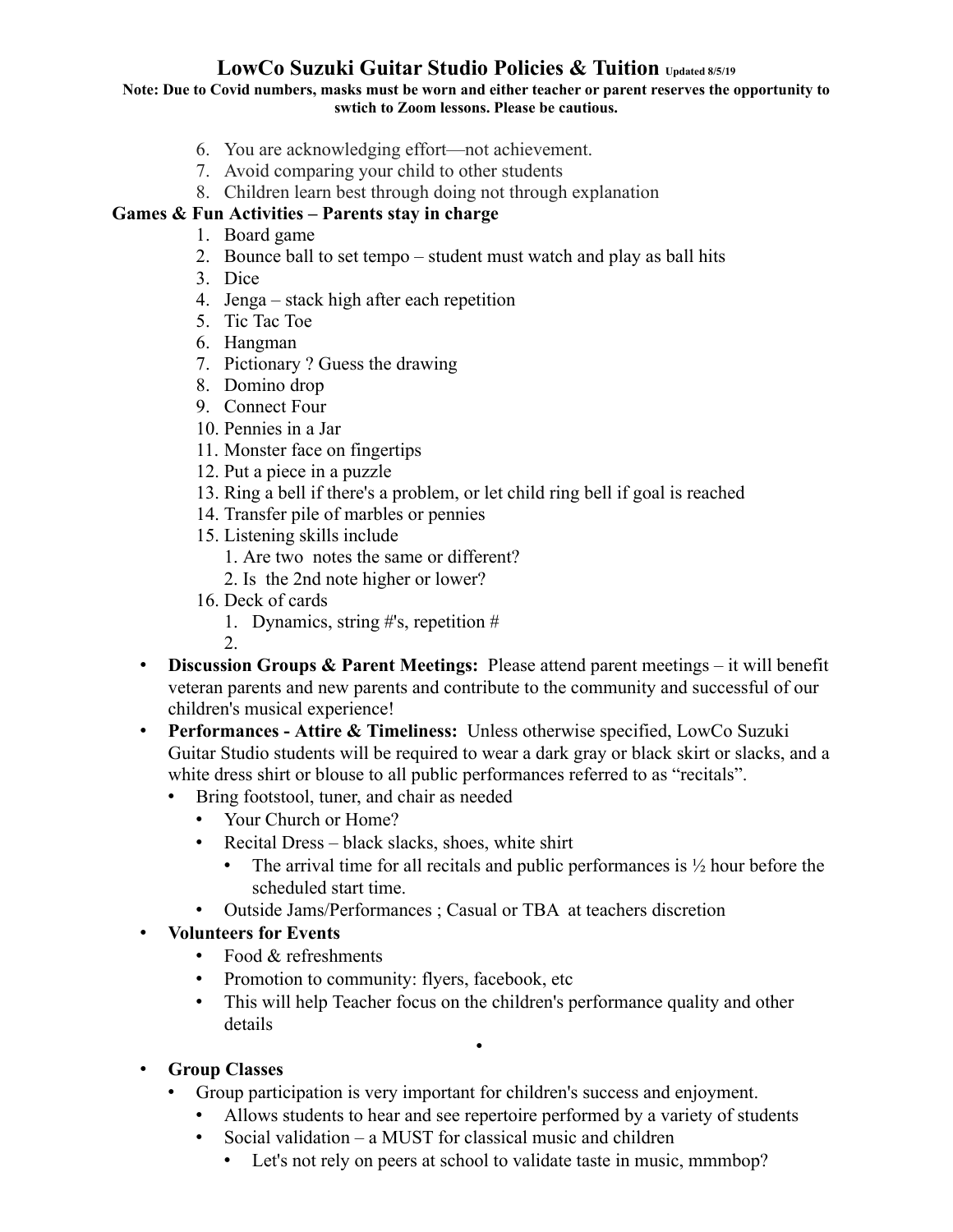# LowCo Suzuki Guitar Studio Policies & Tuition Updated 8/5/19

**Note: Due to Covid numbers, masks must be worn and either teacher or parent reserves the opportunity to swtich to Zoom lessons. Please be cautious.**

6. You are acknowledging effort—not achievement.
7. Avoid comparing your child to other students
8. Children learn best through doing not through explanation

**Games & Fun Activities – Parents stay in charge**

1. Board game
2. Bounce ball to set tempo – student must watch and play as ball hits
3. Dice
4. Jenga – stack high after each repetition
5. Tic Tac Toe
6. Hangman
7. Pictionary ? Guess the drawing
8. Domino drop
9. Connect Four
10. Pennies in a Jar
11. Monster face on fingertips
12. Put a piece in a puzzle
13. Ring a bell if there's a problem, or let child ring bell if goal is reached
14. Transfer pile of marbles or pennies
15. Listening skills include
    1. Are two notes the same or different?
    2. Is the 2nd note higher or lower?
16. Deck of cards
    1. Dynamics, string #'s, repetition #
    2.

- **Discussion Groups & Parent Meetings:** Please attend parent meetings – it will benefit veteran parents and new parents and contribute to the community and successful of our children's musical experience!
- **Performances - Attire & Timeliness:** Unless otherwise specified, LowCo Suzuki Guitar Studio students will be required to wear a dark gray or black skirt or slacks, and a white dress shirt or blouse to all public performances referred to as "recitals".
  - Bring footstool, tuner, and chair as needed
    - Your Church or Home?
    - Recital Dress – black slacks, shoes, white shirt
      - The arrival time for all recitals and public performances is ½ hour before the scheduled start time.
    - Outside Jams/Performances ; Casual or TBA at teachers discretion
- **Volunteers for Events**
  - Food & refreshments
  - Promotion to community: flyers, facebook, etc
  - This will help Teacher focus on the children's performance quality and other details
- **Group Classes**
  - Group participation is very important for children's success and enjoyment.
    - Allows students to hear and see repertoire performed by a variety of students
    - Social validation – a MUST for classical music and children
      - Let's not rely on peers at school to validate taste in music, mmmbop?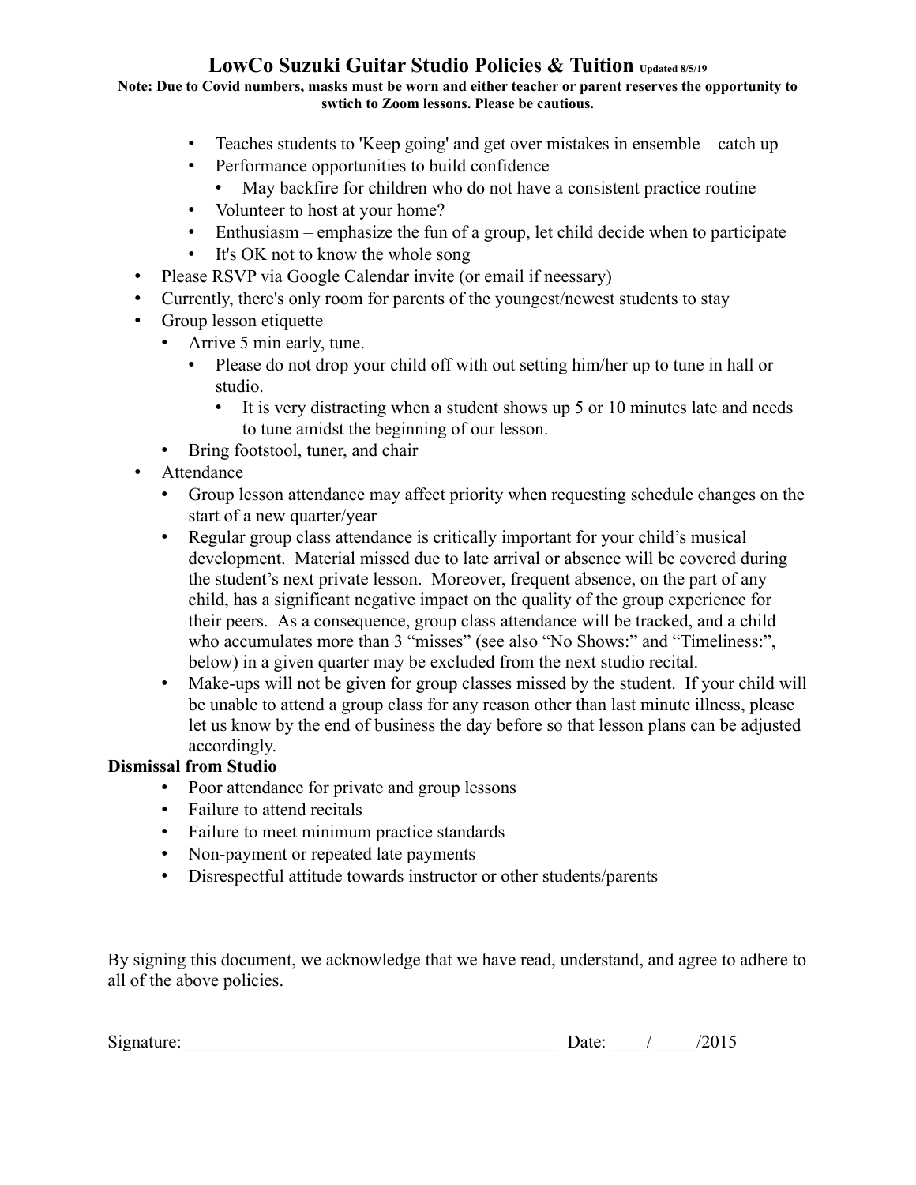## LowCo Suzuki Guitar Studio Policies & Tuition Updated 8/5/19

**Note: Due to Covid numbers, masks must be worn and either teacher or parent reserves the opportunity to swtich to Zoom lessons. Please be cautious.**

- Teaches students to 'Keep going' and get over mistakes in ensemble – catch up
- Performance opportunities to build confidence
  - May backfire for children who do not have a consistent practice routine
- Volunteer to host at your home?
- Enthusiasm – emphasize the fun of a group, let child decide when to participate
- It's OK not to know the whole song

- Please RSVP via Google Calendar invite (or email if neessary)
- Currently, there's only room for parents of the youngest/newest students to stay
- Group lesson etiquette
  - Arrive 5 min early, tune.
    - Please do not drop your child off with out setting him/her up to tune in hall or studio.
      - It is very distracting when a student shows up 5 or 10 minutes late and needs to tune amidst the beginning of our lesson.
  - Bring footstool, tuner, and chair
- Attendance
  - Group lesson attendance may affect priority when requesting schedule changes on the start of a new quarter/year
  - Regular group class attendance is critically important for your child's musical development. Material missed due to late arrival or absence will be covered during the student's next private lesson. Moreover, frequent absence, on the part of any child, has a significant negative impact on the quality of the group experience for their peers. As a consequence, group class attendance will be tracked, and a child who accumulates more than 3 "misses" (see also "No Shows:" and "Timeliness:", below) in a given quarter may be excluded from the next studio recital.
  - Make-ups will not be given for group classes missed by the student. If your child will be unable to attend a group class for any reason other than last minute illness, please let us know by the end of business the day before so that lesson plans can be adjusted accordingly.

**Dismissal from Studio**

- Poor attendance for private and group lessons
- Failure to attend recitals
- Failure to meet minimum practice standards
- Non-payment or repeated late payments
- Disrespectful attitude towards instructor or other students/parents

By signing this document, we acknowledge that we have read, understand, and agree to adhere to all of the above policies.

Signature:___________________________________________ Date: ____/_____/2015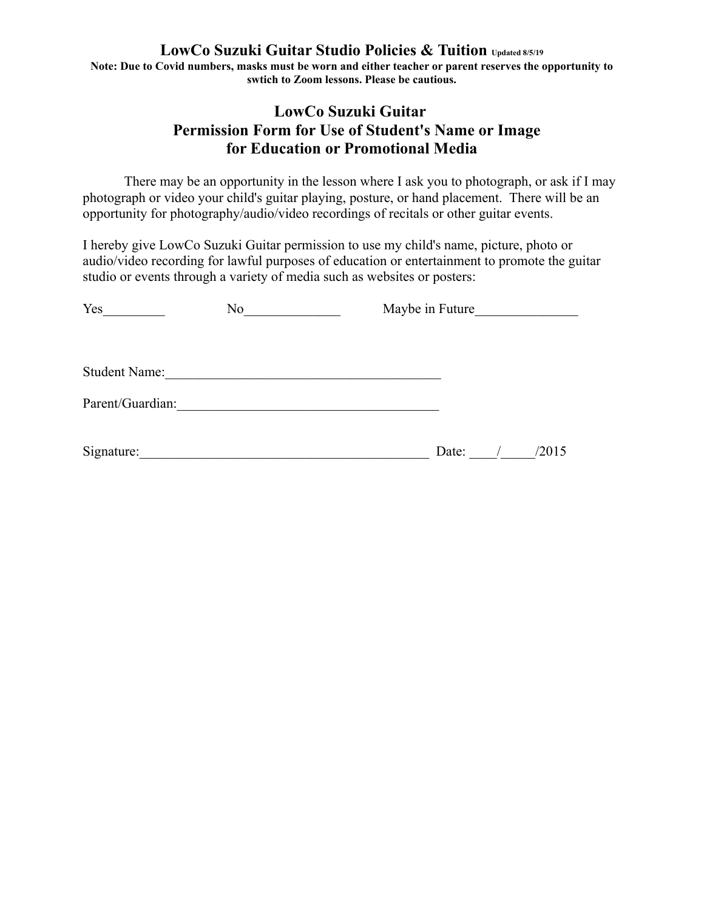**LowCo Suzuki Guitar Studio Policies & Tuition** Updated 8/5/19

**Note: Due to Covid numbers, masks must be worn and either teacher or parent reserves the opportunity to swtich to Zoom lessons. Please be cautious.**

## LowCo Suzuki Guitar
## Permission Form for Use of Student's Name or Image for Education or Promotional Media

There may be an opportunity in the lesson where I ask you to photograph, or ask if I may photograph or video your child's guitar playing, posture, or hand placement. There will be an opportunity for photography/audio/video recordings of recitals or other guitar events.

I hereby give LowCo Suzuki Guitar permission to use my child's name, picture, photo or audio/video recording for lawful purposes of education or entertainment to promote the guitar studio or events through a variety of media such as websites or posters:

Yes_________ No______________ Maybe in Future_______________

Student Name:_________________________________________

Parent/Guardian:_______________________________________

Signature:____________________________________________ Date: ____/_____/2015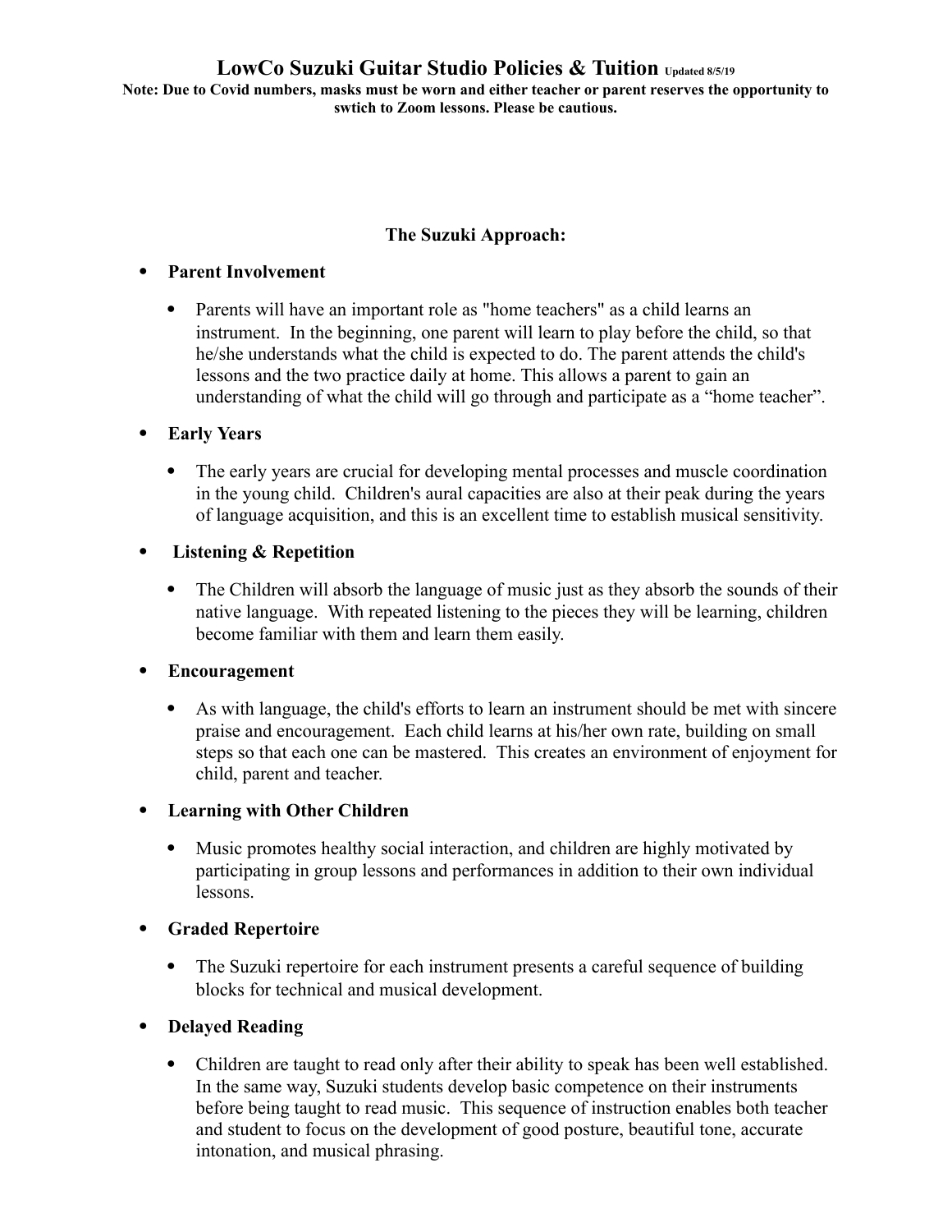# LowCo Suzuki Guitar Studio Policies & Tuition Updated 8/5/19

**Note: Due to Covid numbers, masks must be worn and either teacher or parent reserves the opportunity to swtich to Zoom lessons. Please be cautious.**

## The Suzuki Approach:

- **Parent Involvement**
  - Parents will have an important role as "home teachers" as a child learns an instrument. In the beginning, one parent will learn to play before the child, so that he/she understands what the child is expected to do. The parent attends the child's lessons and the two practice daily at home. This allows a parent to gain an understanding of what the child will go through and participate as a "home teacher".
- **Early Years**
  - The early years are crucial for developing mental processes and muscle coordination in the young child. Children's aural capacities are also at their peak during the years of language acquisition, and this is an excellent time to establish musical sensitivity.
- **Listening & Repetition**
  - The Children will absorb the language of music just as they absorb the sounds of their native language. With repeated listening to the pieces they will be learning, children become familiar with them and learn them easily.
- **Encouragement**
  - As with language, the child's efforts to learn an instrument should be met with sincere praise and encouragement. Each child learns at his/her own rate, building on small steps so that each one can be mastered. This creates an environment of enjoyment for child, parent and teacher.
- **Learning with Other Children**
  - Music promotes healthy social interaction, and children are highly motivated by participating in group lessons and performances in addition to their own individual lessons.
- **Graded Repertoire**
  - The Suzuki repertoire for each instrument presents a careful sequence of building blocks for technical and musical development.
- **Delayed Reading**
  - Children are taught to read only after their ability to speak has been well established. In the same way, Suzuki students develop basic competence on their instruments before being taught to read music. This sequence of instruction enables both teacher and student to focus on the development of good posture, beautiful tone, accurate intonation, and musical phrasing.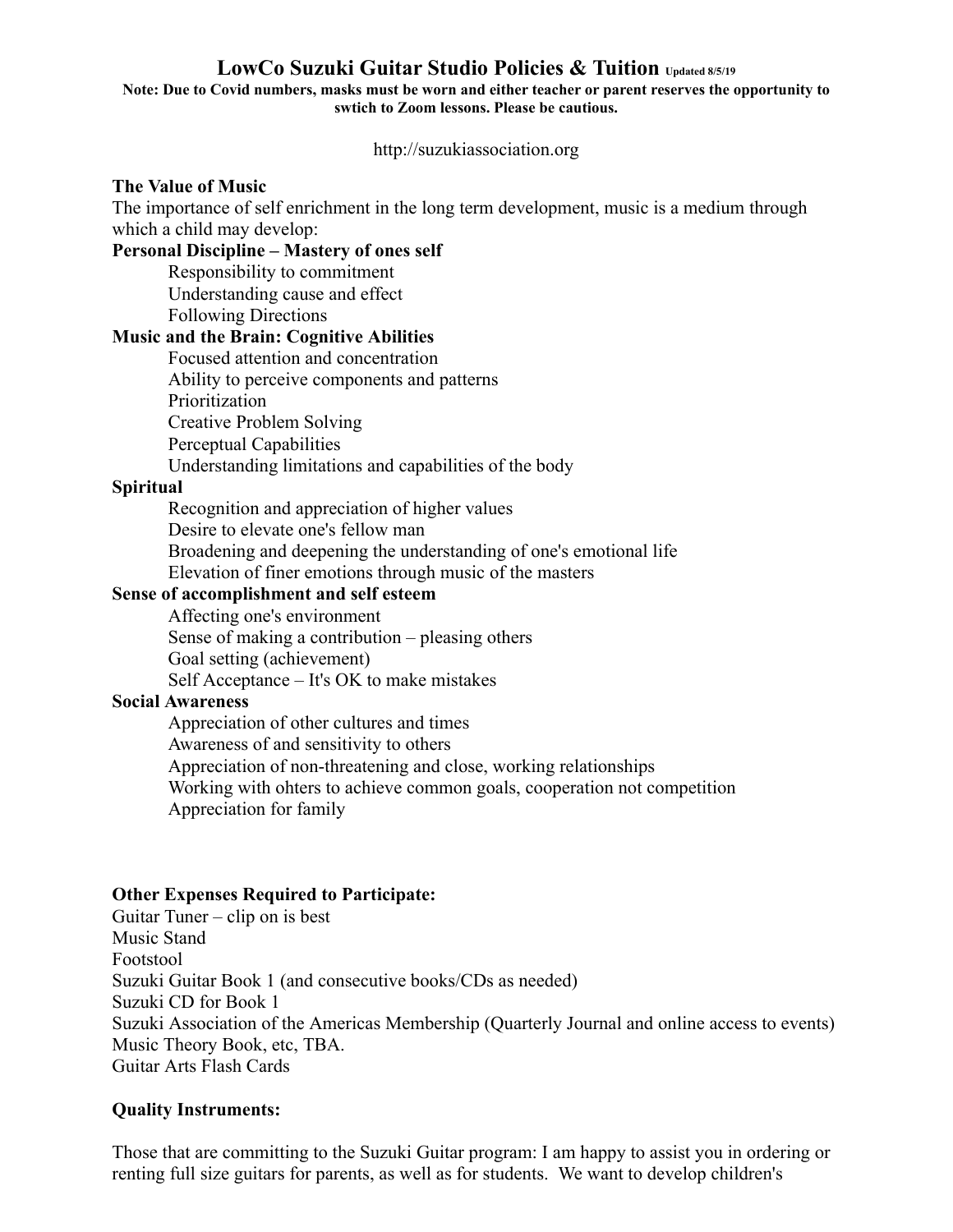# LowCo Suzuki Guitar Studio Policies & Tuition Updated 8/5/19

**Note: Due to Covid numbers, masks must be worn and either teacher or parent reserves the opportunity to swtich to Zoom lessons. Please be cautious.**

http://suzukiassociation.org

**The Value of Music**

The importance of self enrichment in the long term development, music is a medium through which a child may develop:

**Personal Discipline – Mastery of ones self**

- Responsibility to commitment
- Understanding cause and effect
- Following Directions

**Music and the Brain: Cognitive Abilities**

- Focused attention and concentration
- Ability to perceive components and patterns
- Prioritization
- Creative Problem Solving
- Perceptual Capabilities
- Understanding limitations and capabilities of the body

**Spiritual**

- Recognition and appreciation of higher values
- Desire to elevate one's fellow man
- Broadening and deepening the understanding of one's emotional life
- Elevation of finer emotions through music of the masters

**Sense of accomplishment and self esteem**

- Affecting one's environment
- Sense of making a contribution – pleasing others
- Goal setting (achievement)
- Self Acceptance – It's OK to make mistakes

**Social Awareness**

- Appreciation of other cultures and times
- Awareness of and sensitivity to others
- Appreciation of non-threatening and close, working relationships
- Working with ohters to achieve common goals, cooperation not competition
- Appreciation for family

**Other Expenses Required to Participate:**

Guitar Tuner – clip on is best
Music Stand
Footstool
Suzuki Guitar Book 1 (and consecutive books/CDs as needed)
Suzuki CD for Book 1
Suzuki Association of the Americas Membership (Quarterly Journal and online access to events)
Music Theory Book, etc, TBA.
Guitar Arts Flash Cards

**Quality Instruments:**

Those that are committing to the Suzuki Guitar program: I am happy to assist you in ordering or renting full size guitars for parents, as well as for students. We want to develop children's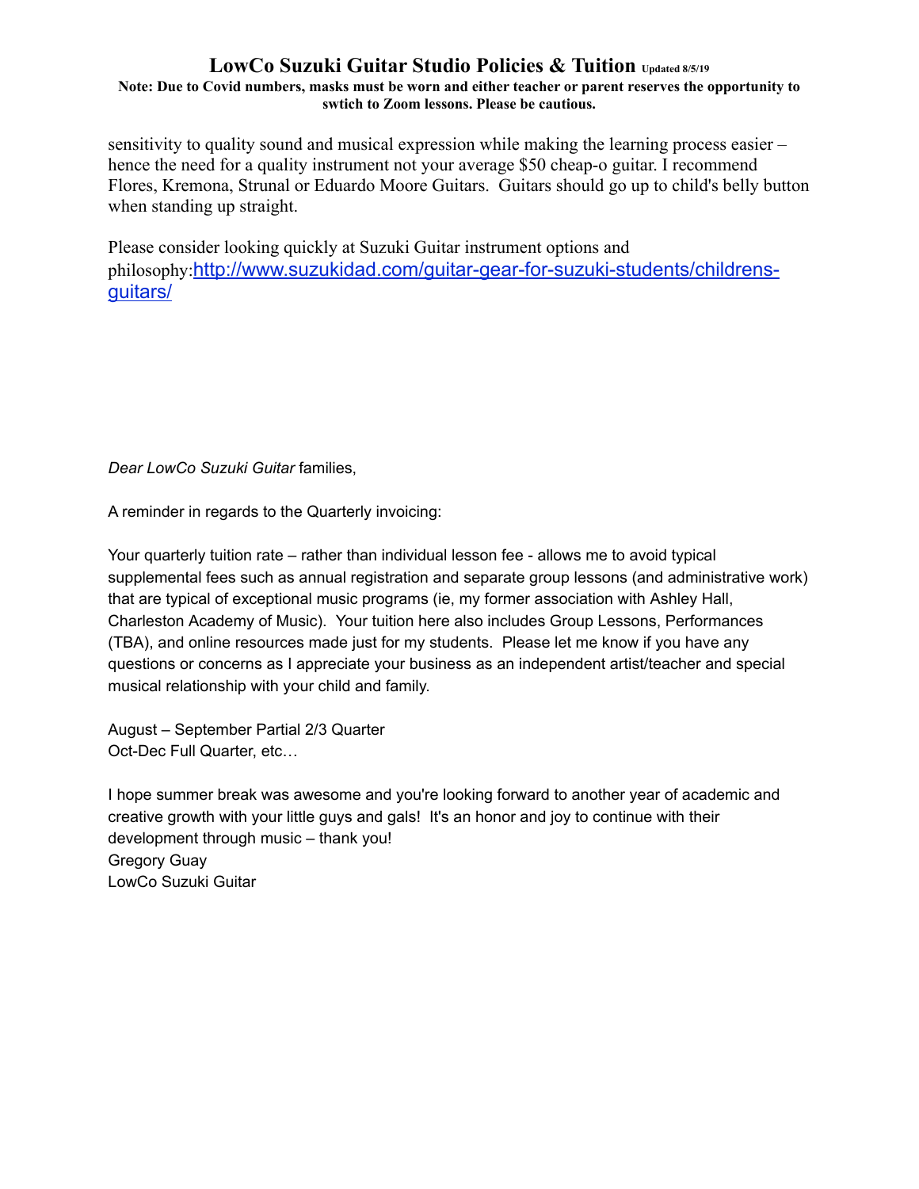sensitivity to quality sound and musical expression while making the learning process easier – hence the need for a quality instrument not your average $50 cheap-o guitar. I recommend Flores, Kremona, Strunal or Eduardo Moore Guitars. Guitars should go up to child's belly button when standing up straight.

Please consider looking quickly at Suzuki Guitar instrument options and philosophy:http://www.suzukidad.com/guitar-gear-for-suzuki-students/childrens-guitars/

*Dear LowCo Suzuki Guitar* families,

A reminder in regards to the Quarterly invoicing:

Your quarterly tuition rate – rather than individual lesson fee - allows me to avoid typical supplemental fees such as annual registration and separate group lessons (and administrative work) that are typical of exceptional music programs (ie, my former association with Ashley Hall, Charleston Academy of Music). Your tuition here also includes Group Lessons, Performances (TBA), and online resources made just for my students. Please let me know if you have any questions or concerns as I appreciate your business as an independent artist/teacher and special musical relationship with your child and family.

August – September Partial 2/3 Quarter
Oct-Dec Full Quarter, etc…

I hope summer break was awesome and you're looking forward to another year of academic and creative growth with your little guys and gals! It's an honor and joy to continue with their development through music – thank you!
Gregory Guay
LowCo Suzuki Guitar